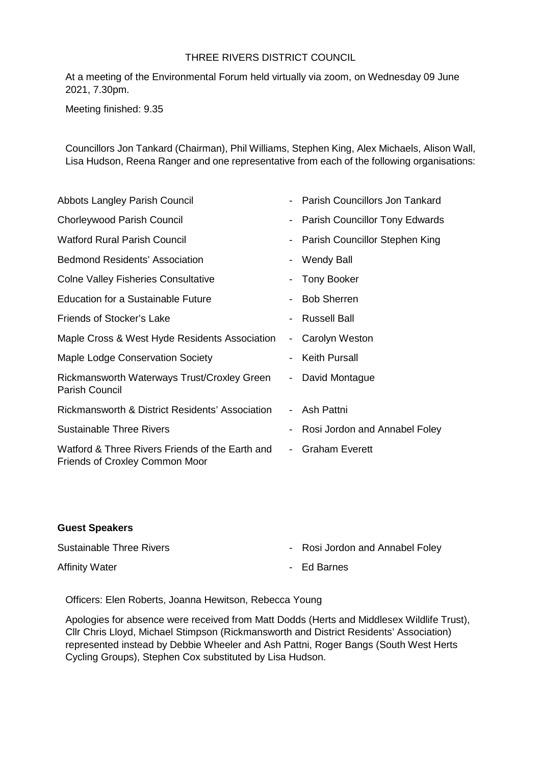THREE RIVERS DISTRICT COUNCIL

At a meeting of the Environmental Forum held virtually via zoom, on Wednesday 09 June 2021, 7.30pm.

Meeting finished: 9.35

Councillors Jon Tankard (Chairman), Phil Williams, Stephen King, Alex Michaels, Alison Wall, Lisa Hudson, Reena Ranger and one representative from each of the following organisations:

| | |
|---|---|
| Abbots Langley Parish Council | - Parish Councillors Jon Tankard |
| Chorleywood Parish Council | - Parish Councillor Tony Edwards |
| Watford Rural Parish Council | - Parish Councillor Stephen King |
| Bedmond Residents' Association | - Wendy Ball |
| Colne Valley Fisheries Consultative | - Tony Booker |
| Education for a Sustainable Future | - Bob Sherren |
| Friends of Stocker's Lake | - Russell Ball |
| Maple Cross & West Hyde Residents Association | - Carolyn Weston |
| Maple Lodge Conservation Society | - Keith Pursall |
| Rickmansworth Waterways Trust/Croxley Green Parish Council | - David Montague |
| Rickmansworth & District Residents' Association | - Ash Pattni |
| Sustainable Three Rivers | - Rosi Jordon and Annabel Foley |
| Watford & Three Rivers Friends of the Earth and Friends of Croxley Common Moor | - Graham Everett |

**Guest Speakers**

| | |
|---|---|
| Sustainable Three Rivers | - Rosi Jordon and Annabel Foley |
| Affinity Water | - Ed Barnes |

Officers: Elen Roberts, Joanna Hewitson, Rebecca Young

Apologies for absence were received from Matt Dodds (Herts and Middlesex Wildlife Trust), Cllr Chris Lloyd, Michael Stimpson (Rickmansworth and District Residents' Association) represented instead by Debbie Wheeler and Ash Pattni, Roger Bangs (South West Herts Cycling Groups), Stephen Cox substituted by Lisa Hudson.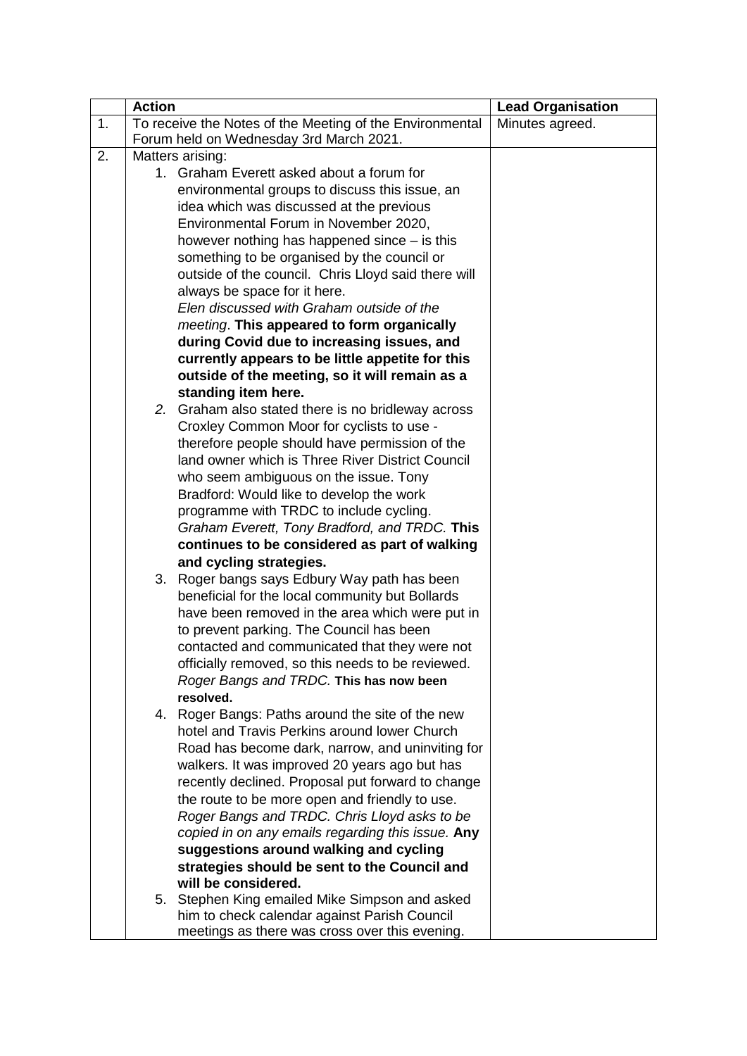| | **Action** | **Lead Organisation** |
|---|---|---|
| 1. | To receive the Notes of the Meeting of the Environmental Forum held on Wednesday 3rd March 2021. | Minutes agreed. |
| 2. | Matters arising:<br>1. Graham Everett asked about a forum for environmental groups to discuss this issue, an idea which was discussed at the previous Environmental Forum in November 2020, however nothing has happened since – is this something to be organised by the council or outside of the council. Chris Lloyd said there will always be space for it here. *Elen discussed with Graham outside of the meeting*. **This appeared to form organically during Covid due to increasing issues, and currently appears to be little appetite for this outside of the meeting, so it will remain as a standing item here.**<br>*2.* Graham also stated there is no bridleway across Croxley Common Moor for cyclists to use - therefore people should have permission of the land owner which is Three River District Council who seem ambiguous on the issue. Tony Bradford: Would like to develop the work programme with TRDC to include cycling. *Graham Everett, Tony Bradford, and TRDC.* **This continues to be considered as part of walking and cycling strategies.**<br>3. Roger bangs says Edbury Way path has been beneficial for the local community but Bollards have been removed in the area which were put in to prevent parking. The Council has been contacted and communicated that they were not officially removed, so this needs to be reviewed. *Roger Bangs and TRDC.* **This has now been resolved.**<br>4. Roger Bangs: Paths around the site of the new hotel and Travis Perkins around lower Church Road has become dark, narrow, and uninviting for walkers. It was improved 20 years ago but has recently declined. Proposal put forward to change the route to be more open and friendly to use. *Roger Bangs and TRDC. Chris Lloyd asks to be copied in on any emails regarding this issue.* **Any suggestions around walking and cycling strategies should be sent to the Council and will be considered.**<br>5. Stephen King emailed Mike Simpson and asked him to check calendar against Parish Council meetings as there was cross over this evening. | |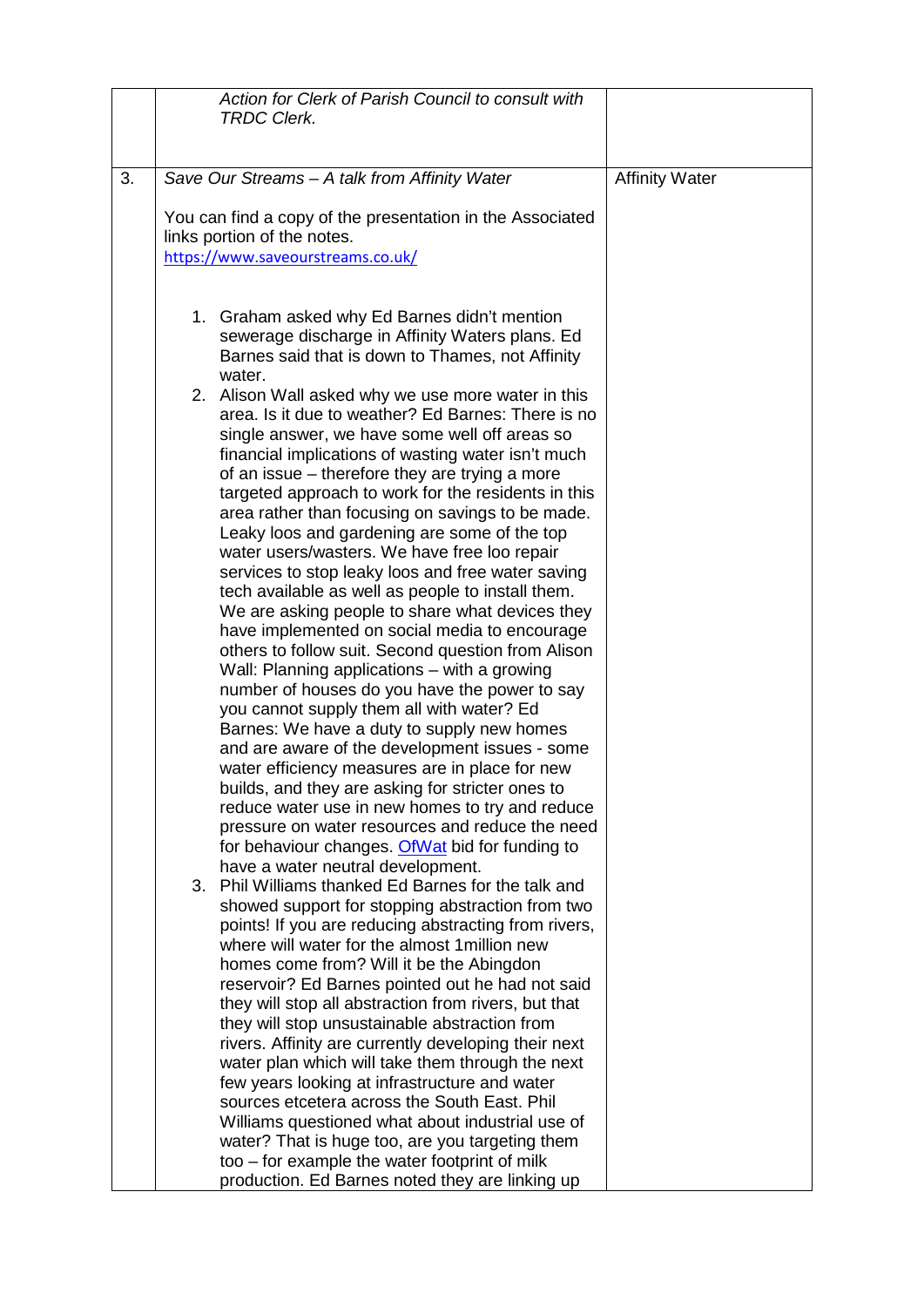| | | |
|---|---|---|
| | *Action for Clerk of Parish Council to consult with TRDC Clerk.* | |
| 3. | *Save Our Streams – A talk from Affinity Water*<br><br>You can find a copy of the presentation in the Associated links portion of the notes.<br>https://www.saveourstreams.co.uk/<br><br>1. Graham asked why Ed Barnes didn't mention sewerage discharge in Affinity Waters plans. Ed Barnes said that is down to Thames, not Affinity water.<br>2. Alison Wall asked why we use more water in this area. Is it due to weather? Ed Barnes: There is no single answer, we have some well off areas so financial implications of wasting water isn't much of an issue – therefore they are trying a more targeted approach to work for the residents in this area rather than focusing on savings to be made. Leaky loos and gardening are some of the top water users/wasters. We have free loo repair services to stop leaky loos and free water saving tech available as well as people to install them. We are asking people to share what devices they have implemented on social media to encourage others to follow suit. Second question from Alison Wall: Planning applications – with a growing number of houses do you have the power to say you cannot supply them all with water? Ed Barnes: We have a duty to supply new homes and are aware of the development issues - some water efficiency measures are in place for new builds, and they are asking for stricter ones to reduce water use in new homes to try and reduce pressure on water resources and reduce the need for behaviour changes. OfWat bid for funding to have a water neutral development.<br>3. Phil Williams thanked Ed Barnes for the talk and showed support for stopping abstraction from two points! If you are reducing abstracting from rivers, where will water for the almost 1million new homes come from? Will it be the Abingdon reservoir? Ed Barnes pointed out he had not said they will stop all abstraction from rivers, but that they will stop unsustainable abstraction from rivers. Affinity are currently developing their next water plan which will take them through the next few years looking at infrastructure and water sources etcetera across the South East. Phil Williams questioned what about industrial use of water? That is huge too, are you targeting them too – for example the water footprint of milk production. Ed Barnes noted they are linking up | Affinity Water |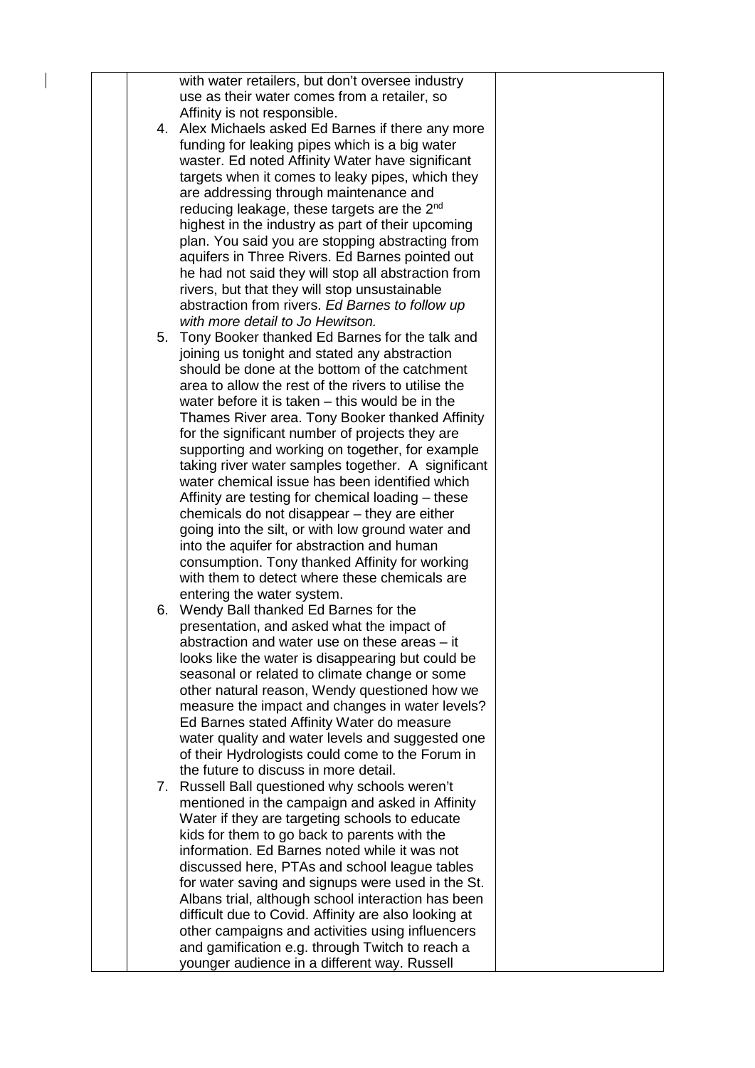| | | |
|---|---|---|
| | with water retailers, but don't oversee industry use as their water comes from a retailer, so Affinity is not responsible.<br>4. Alex Michaels asked Ed Barnes if there any more funding for leaking pipes which is a big water waster. Ed noted Affinity Water have significant targets when it comes to leaky pipes, which they are addressing through maintenance and reducing leakage, these targets are the 2nd highest in the industry as part of their upcoming plan. You said you are stopping abstracting from aquifers in Three Rivers. Ed Barnes pointed out he had not said they will stop all abstraction from rivers, but that they will stop unsustainable abstraction from rivers. *Ed Barnes to follow up with more detail to Jo Hewitson.*<br>5. Tony Booker thanked Ed Barnes for the talk and joining us tonight and stated any abstraction should be done at the bottom of the catchment area to allow the rest of the rivers to utilise the water before it is taken – this would be in the Thames River area. Tony Booker thanked Affinity for the significant number of projects they are supporting and working on together, for example taking river water samples together. A significant water chemical issue has been identified which Affinity are testing for chemical loading – these chemicals do not disappear – they are either going into the silt, or with low ground water and into the aquifer for abstraction and human consumption. Tony thanked Affinity for working with them to detect where these chemicals are entering the water system.<br>6. Wendy Ball thanked Ed Barnes for the presentation, and asked what the impact of abstraction and water use on these areas – it looks like the water is disappearing but could be seasonal or related to climate change or some other natural reason, Wendy questioned how we measure the impact and changes in water levels? Ed Barnes stated Affinity Water do measure water quality and water levels and suggested one of their Hydrologists could come to the Forum in the future to discuss in more detail.<br>7. Russell Ball questioned why schools weren't mentioned in the campaign and asked in Affinity Water if they are targeting schools to educate kids for them to go back to parents with the information. Ed Barnes noted while it was not discussed here, PTAs and school league tables for water saving and signups were used in the St. Albans trial, although school interaction has been difficult due to Covid. Affinity are also looking at other campaigns and activities using influencers and gamification e.g. through Twitch to reach a younger audience in a different way. Russell | |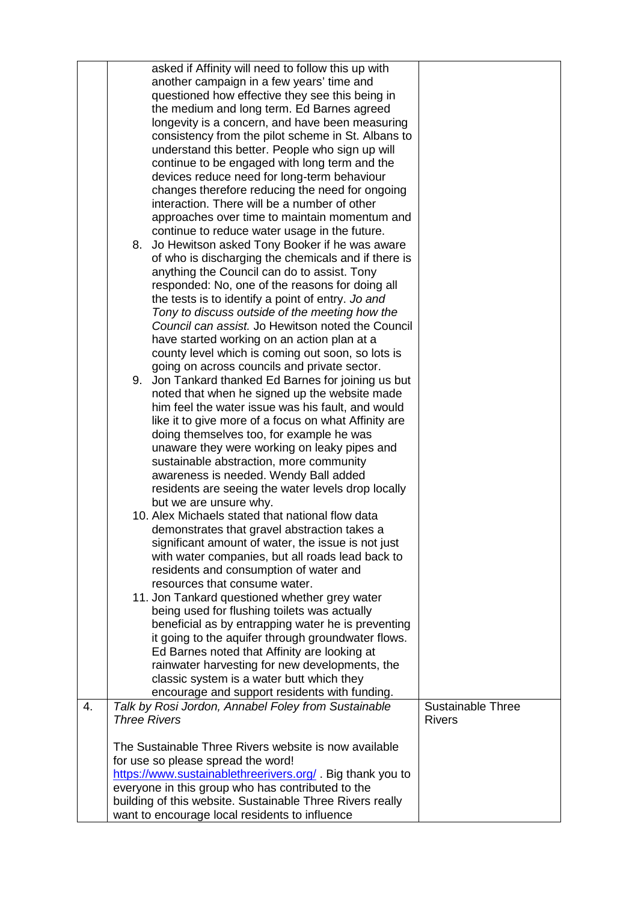| | | |
|---|---|---|
| | asked if Affinity will need to follow this up with another campaign in a few years' time and questioned how effective they see this being in the medium and long term. Ed Barnes agreed longevity is a concern, and have been measuring consistency from the pilot scheme in St. Albans to understand this better. People who sign up will continue to be engaged with long term and the devices reduce need for long-term behaviour changes therefore reducing the need for ongoing interaction. There will be a number of other approaches over time to maintain momentum and continue to reduce water usage in the future.<br>8. Jo Hewitson asked Tony Booker if he was aware of who is discharging the chemicals and if there is anything the Council can do to assist. Tony responded: No, one of the reasons for doing all the tests is to identify a point of entry. *Jo and Tony to discuss outside of the meeting how the Council can assist.* Jo Hewitson noted the Council have started working on an action plan at a county level which is coming out soon, so lots is going on across councils and private sector.<br>9. Jon Tankard thanked Ed Barnes for joining us but noted that when he signed up the website made him feel the water issue was his fault, and would like it to give more of a focus on what Affinity are doing themselves too, for example he was unaware they were working on leaky pipes and sustainable abstraction, more community awareness is needed. Wendy Ball added residents are seeing the water levels drop locally but we are unsure why.<br>10. Alex Michaels stated that national flow data demonstrates that gravel abstraction takes a significant amount of water, the issue is not just with water companies, but all roads lead back to residents and consumption of water and resources that consume water.<br>11. Jon Tankard questioned whether grey water being used for flushing toilets was actually beneficial as by entrapping water he is preventing it going to the aquifer through groundwater flows. Ed Barnes noted that Affinity are looking at rainwater harvesting for new developments, the classic system is a water butt which they encourage and support residents with funding. | |
| 4. | *Talk by Rosi Jordon, Annabel Foley from Sustainable Three Rivers*<br><br>The Sustainable Three Rivers website is now available for use so please spread the word! https://www.sustainablethreerivers.org/ . Big thank you to everyone in this group who has contributed to the building of this website. Sustainable Three Rivers really want to encourage local residents to influence | Sustainable Three Rivers |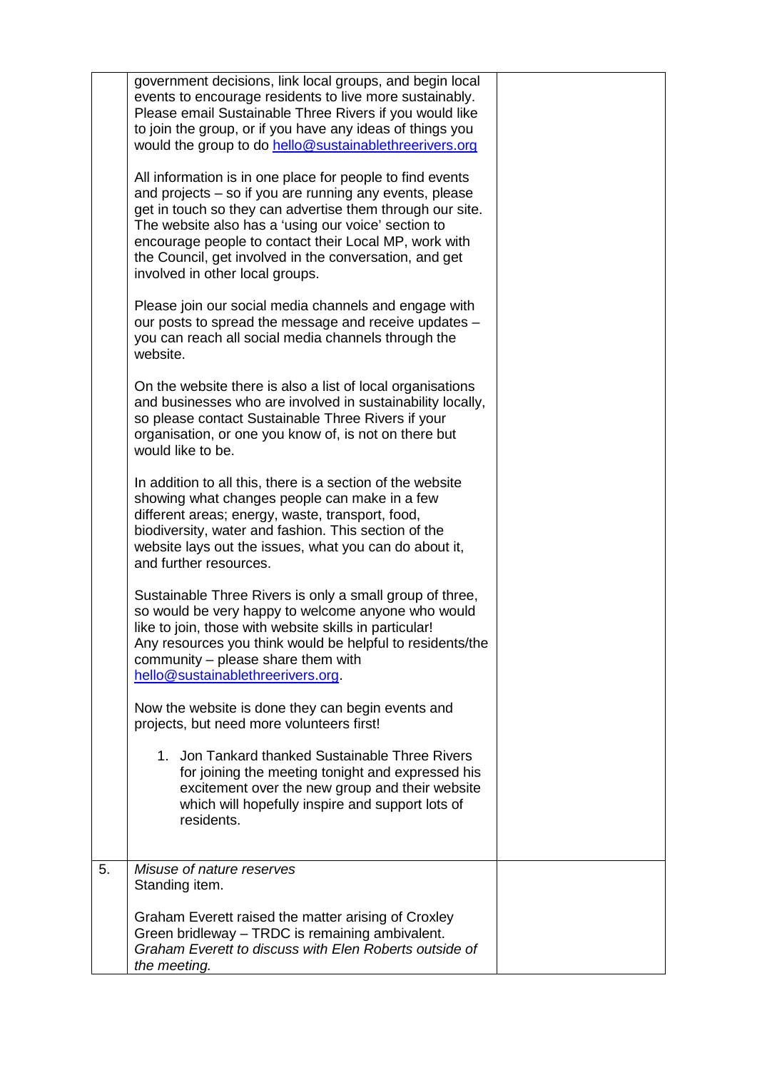| | | |
|---|---|---|
| | government decisions, link local groups, and begin local events to encourage residents to live more sustainably. Please email Sustainable Three Rivers if you would like to join the group, or if you have any ideas of things you would the group to do hello@sustainablethreerivers.org<br><br>All information is in one place for people to find events and projects – so if you are running any events, please get in touch so they can advertise them through our site. The website also has a 'using our voice' section to encourage people to contact their Local MP, work with the Council, get involved in the conversation, and get involved in other local groups.<br><br>Please join our social media channels and engage with our posts to spread the message and receive updates – you can reach all social media channels through the website.<br><br>On the website there is also a list of local organisations and businesses who are involved in sustainability locally, so please contact Sustainable Three Rivers if your organisation, or one you know of, is not on there but would like to be.<br><br>In addition to all this, there is a section of the website showing what changes people can make in a few different areas; energy, waste, transport, food, biodiversity, water and fashion. This section of the website lays out the issues, what you can do about it, and further resources.<br><br>Sustainable Three Rivers is only a small group of three, so would be very happy to welcome anyone who would like to join, those with website skills in particular! Any resources you think would be helpful to residents/the community – please share them with hello@sustainablethreerivers.org.<br><br>Now the website is done they can begin events and projects, but need more volunteers first!<br><br>1. Jon Tankard thanked Sustainable Three Rivers for joining the meeting tonight and expressed his excitement over the new group and their website which will hopefully inspire and support lots of residents. | |
| 5. | *Misuse of nature reserves*<br>Standing item.<br><br>Graham Everett raised the matter arising of Croxley Green bridleway – TRDC is remaining ambivalent.<br>*Graham Everett to discuss with Elen Roberts outside of the meeting.* | |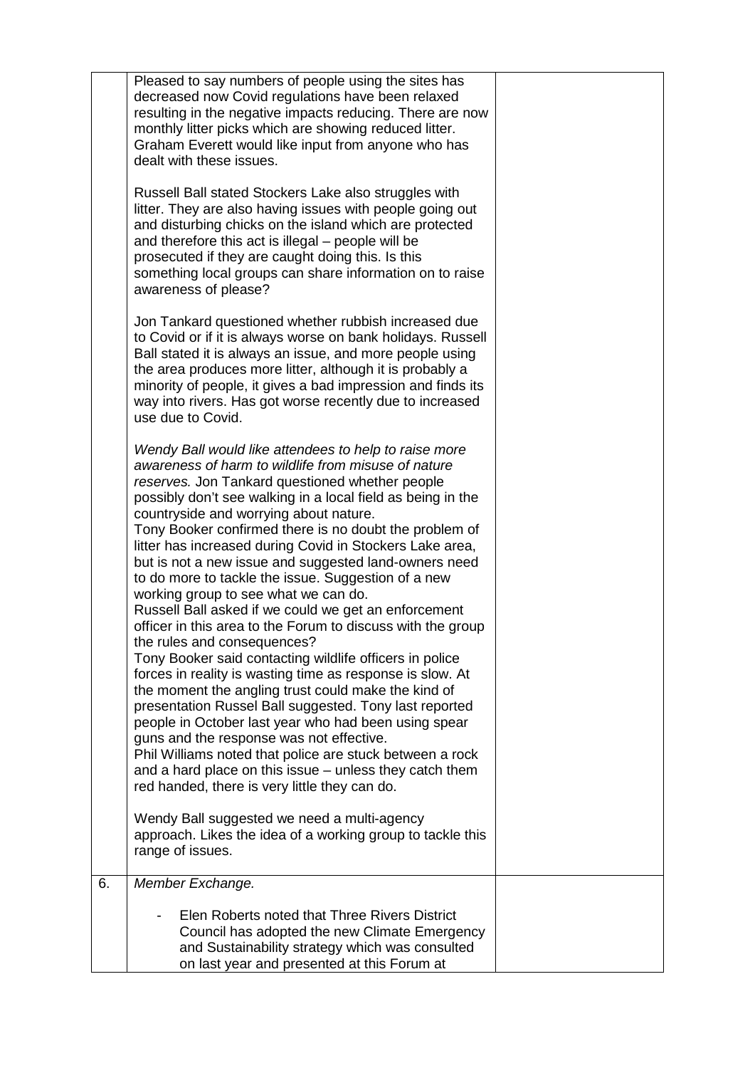| | | |
|---|---|---|
| | Pleased to say numbers of people using the sites has decreased now Covid regulations have been relaxed resulting in the negative impacts reducing. There are now monthly litter picks which are showing reduced litter. Graham Everett would like input from anyone who has dealt with these issues.<br><br>Russell Ball stated Stockers Lake also struggles with litter. They are also having issues with people going out and disturbing chicks on the island which are protected and therefore this act is illegal – people will be prosecuted if they are caught doing this. Is this something local groups can share information on to raise awareness of please?<br><br>Jon Tankard questioned whether rubbish increased due to Covid or if it is always worse on bank holidays. Russell Ball stated it is always an issue, and more people using the area produces more litter, although it is probably a minority of people, it gives a bad impression and finds its way into rivers. Has got worse recently due to increased use due to Covid.<br><br>*Wendy Ball would like attendees to help to raise more awareness of harm to wildlife from misuse of nature reserves.* Jon Tankard questioned whether people possibly don't see walking in a local field as being in the countryside and worrying about nature.<br>Tony Booker confirmed there is no doubt the problem of litter has increased during Covid in Stockers Lake area, but is not a new issue and suggested land-owners need to do more to tackle the issue. Suggestion of a new working group to see what we can do.<br>Russell Ball asked if we could we get an enforcement officer in this area to the Forum to discuss with the group the rules and consequences?<br>Tony Booker said contacting wildlife officers in police forces in reality is wasting time as response is slow. At the moment the angling trust could make the kind of presentation Russel Ball suggested. Tony last reported people in October last year who had been using spear guns and the response was not effective.<br>Phil Williams noted that police are stuck between a rock and a hard place on this issue – unless they catch them red handed, there is very little they can do.<br><br>Wendy Ball suggested we need a multi-agency approach. Likes the idea of a working group to tackle this range of issues. | |
| 6. | *Member Exchange.*<br><br>- Elen Roberts noted that Three Rivers District Council has adopted the new Climate Emergency and Sustainability strategy which was consulted on last year and presented at this Forum at | |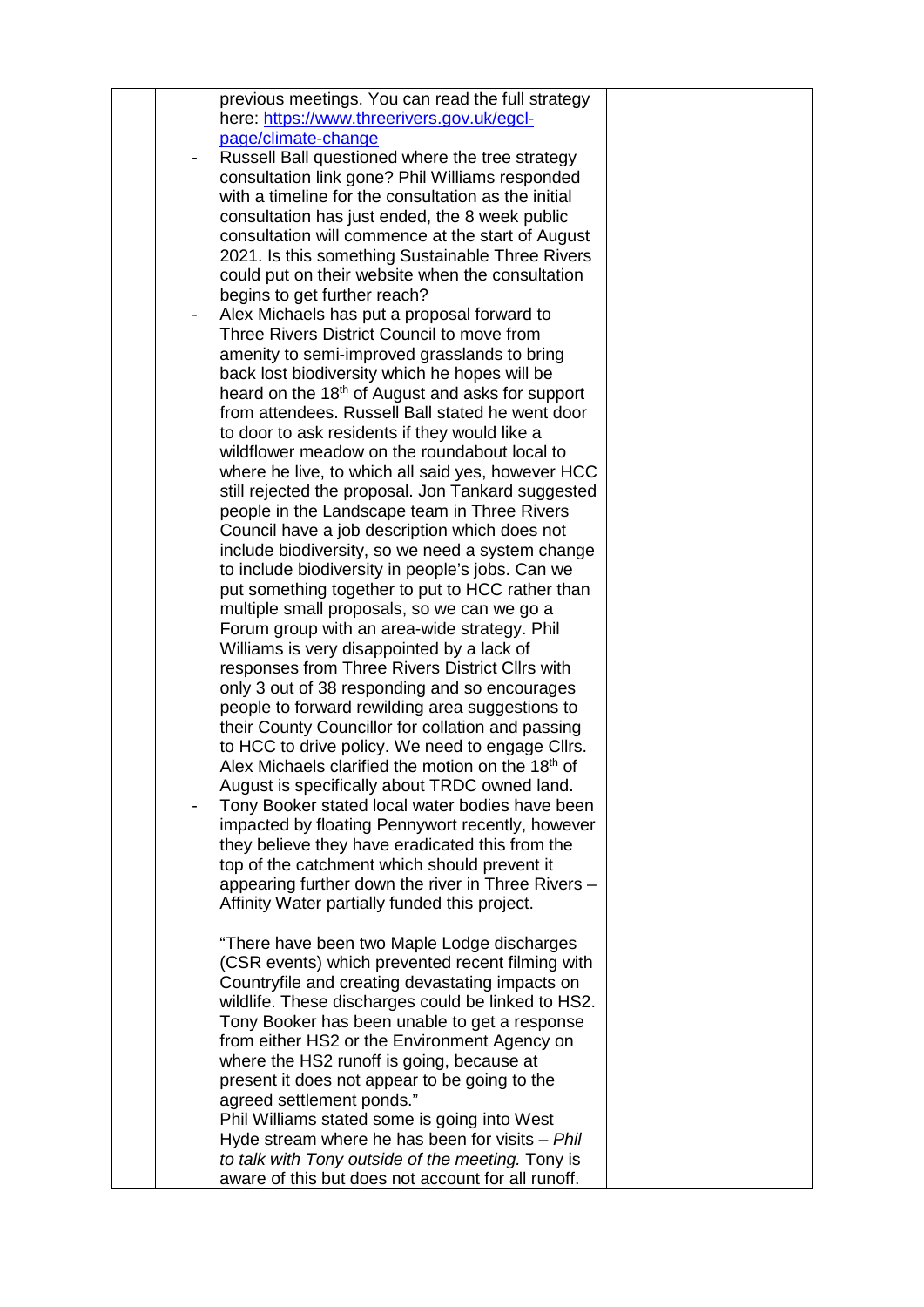previous meetings. You can read the full strategy here: https://www.threerivers.gov.uk/egcl-page/climate-change

- Russell Ball questioned where the tree strategy consultation link gone? Phil Williams responded with a timeline for the consultation as the initial consultation has just ended, the 8 week public consultation will commence at the start of August 2021. Is this something Sustainable Three Rivers could put on their website when the consultation begins to get further reach?
- Alex Michaels has put a proposal forward to Three Rivers District Council to move from amenity to semi-improved grasslands to bring back lost biodiversity which he hopes will be heard on the 18th of August and asks for support from attendees. Russell Ball stated he went door to door to ask residents if they would like a wildflower meadow on the roundabout local to where he live, to which all said yes, however HCC still rejected the proposal. Jon Tankard suggested people in the Landscape team in Three Rivers Council have a job description which does not include biodiversity, so we need a system change to include biodiversity in people's jobs. Can we put something together to put to HCC rather than multiple small proposals, so we can we go a Forum group with an area-wide strategy. Phil Williams is very disappointed by a lack of responses from Three Rivers District Cllrs with only 3 out of 38 responding and so encourages people to forward rewilding area suggestions to their County Councillor for collation and passing to HCC to drive policy. We need to engage Cllrs. Alex Michaels clarified the motion on the 18th of August is specifically about TRDC owned land.
- Tony Booker stated local water bodies have been impacted by floating Pennywort recently, however they believe they have eradicated this from the top of the catchment which should prevent it appearing further down the river in Three Rivers – Affinity Water partially funded this project.

  "There have been two Maple Lodge discharges (CSR events) which prevented recent filming with Countryfile and creating devastating impacts on wildlife. These discharges could be linked to HS2. Tony Booker has been unable to get a response from either HS2 or the Environment Agency on where the HS2 runoff is going, because at present it does not appear to be going to the agreed settlement ponds."
  Phil Williams stated some is going into West Hyde stream where he has been for visits – *Phil to talk with Tony outside of the meeting.* Tony is aware of this but does not account for all runoff.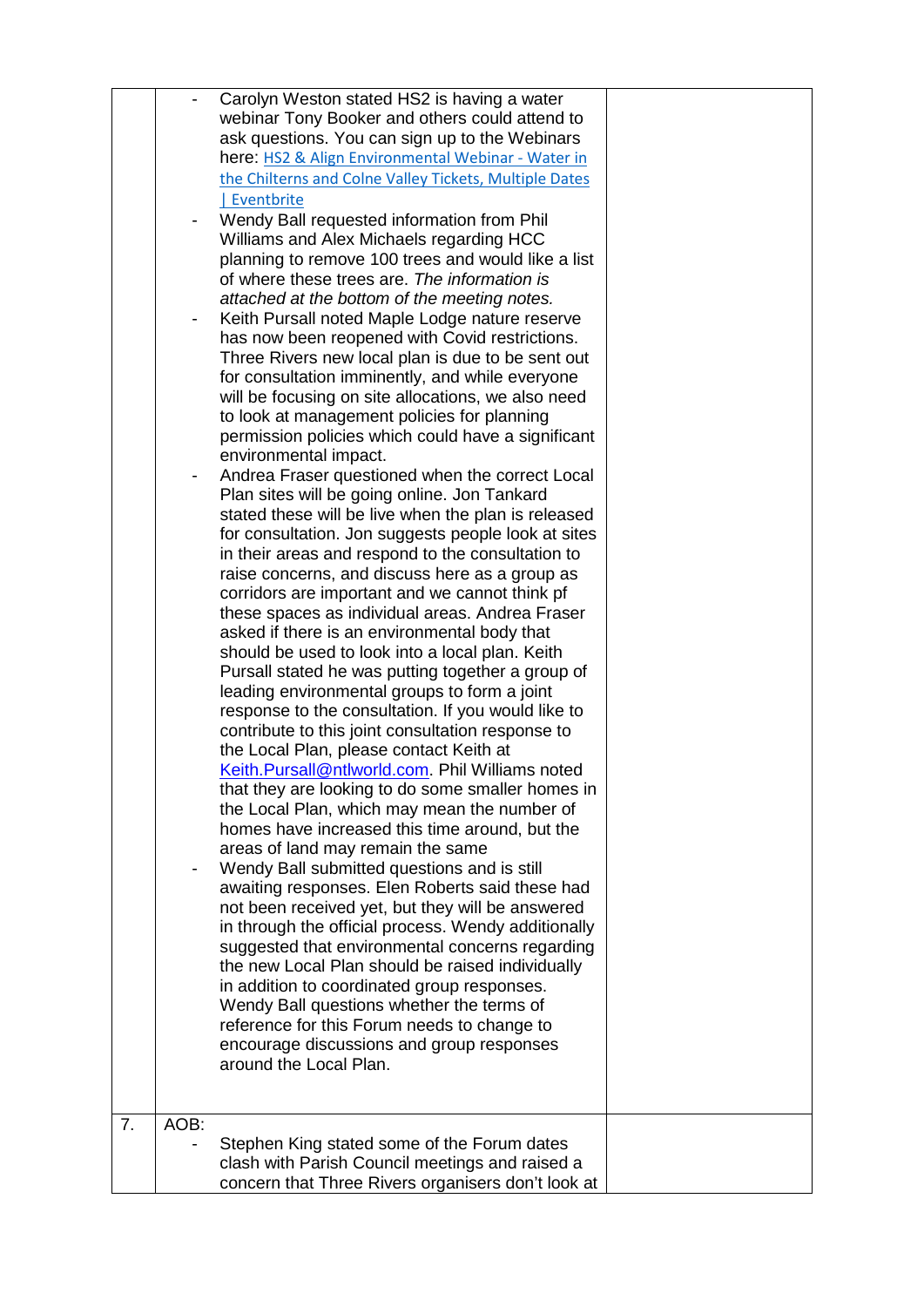| | | |
|---|---|---|
| | - Carolyn Weston stated HS2 is having a water webinar Tony Booker and others could attend to ask questions. You can sign up to the Webinars here: [HS2 & Align Environmental Webinar - Water in the Chilterns and Colne Valley Tickets, Multiple Dates \| Eventbrite]()<br>- Wendy Ball requested information from Phil Williams and Alex Michaels regarding HCC planning to remove 100 trees and would like a list of where these trees are. *The information is attached at the bottom of the meeting notes.*<br>- Keith Pursall noted Maple Lodge nature reserve has now been reopened with Covid restrictions. Three Rivers new local plan is due to be sent out for consultation imminently, and while everyone will be focusing on site allocations, we also need to look at management policies for planning permission policies which could have a significant environmental impact.<br>- Andrea Fraser questioned when the correct Local Plan sites will be going online. Jon Tankard stated these will be live when the plan is released for consultation. Jon suggests people look at sites in their areas and respond to the consultation to raise concerns, and discuss here as a group as corridors are important and we cannot think pf these spaces as individual areas. Andrea Fraser asked if there is an environmental body that should be used to look into a local plan. Keith Pursall stated he was putting together a group of leading environmental groups to form a joint response to the consultation. If you would like to contribute to this joint consultation response to the Local Plan, please contact Keith at [Keith.Pursall@ntlworld.com](mailto:Keith.Pursall@ntlworld.com). Phil Williams noted that they are looking to do some smaller homes in the Local Plan, which may mean the number of homes have increased this time around, but the areas of land may remain the same<br>- Wendy Ball submitted questions and is still awaiting responses. Elen Roberts said these had not been received yet, but they will be answered in through the official process. Wendy additionally suggested that environmental concerns regarding the new Local Plan should be raised individually in addition to coordinated group responses. Wendy Ball questions whether the terms of reference for this Forum needs to change to encourage discussions and group responses around the Local Plan. | |
| 7. | AOB:<br>- Stephen King stated some of the Forum dates clash with Parish Council meetings and raised a concern that Three Rivers organisers don't look at | |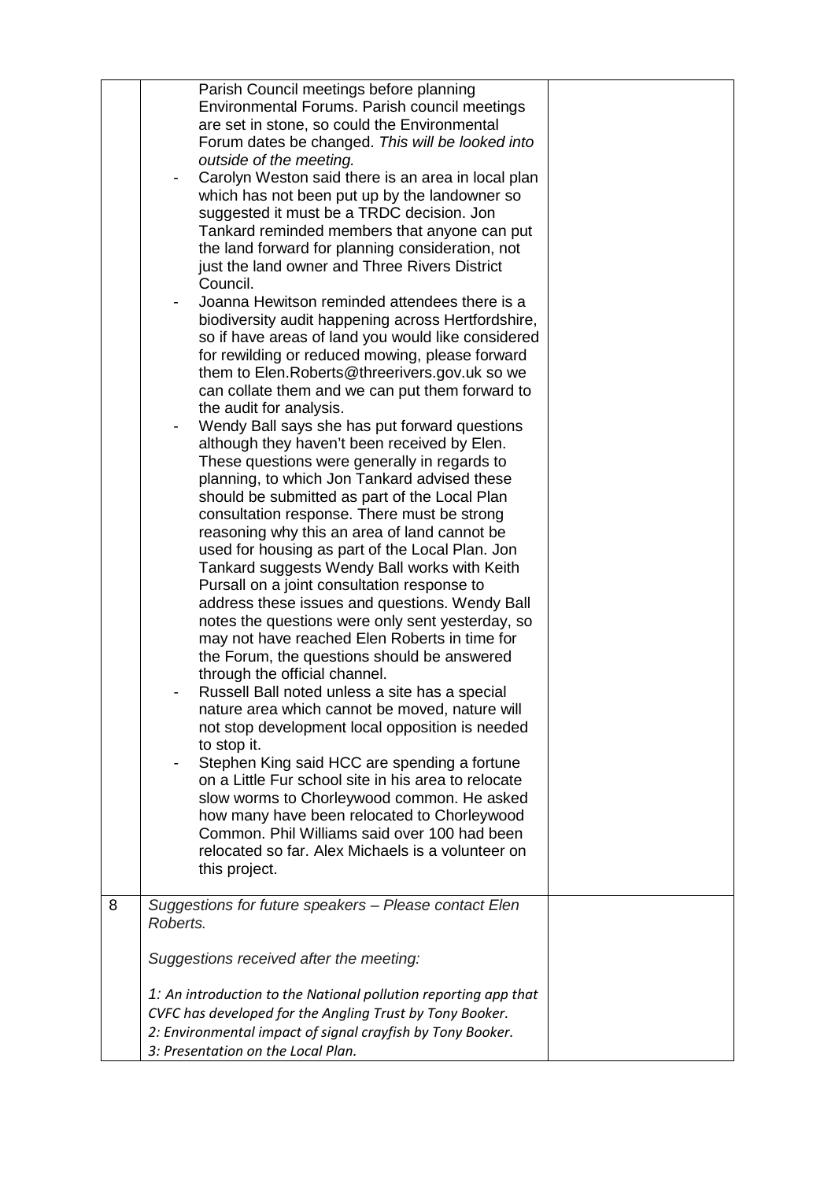| | | |
|---|---|---|
| | Parish Council meetings before planning Environmental Forums. Parish council meetings are set in stone, so could the Environmental Forum dates be changed. *This will be looked into outside of the meeting.*<br>- Carolyn Weston said there is an area in local plan which has not been put up by the landowner so suggested it must be a TRDC decision. Jon Tankard reminded members that anyone can put the land forward for planning consideration, not just the land owner and Three Rivers District Council.<br>- Joanna Hewitson reminded attendees there is a biodiversity audit happening across Hertfordshire, so if have areas of land you would like considered for rewilding or reduced mowing, please forward them to Elen.Roberts@threerivers.gov.uk so we can collate them and we can put them forward to the audit for analysis.<br>- Wendy Ball says she has put forward questions although they haven't been received by Elen. These questions were generally in regards to planning, to which Jon Tankard advised these should be submitted as part of the Local Plan consultation response. There must be strong reasoning why this an area of land cannot be used for housing as part of the Local Plan. Jon Tankard suggests Wendy Ball works with Keith Pursall on a joint consultation response to address these issues and questions. Wendy Ball notes the questions were only sent yesterday, so may not have reached Elen Roberts in time for the Forum, the questions should be answered through the official channel.<br>- Russell Ball noted unless a site has a special nature area which cannot be moved, nature will not stop development local opposition is needed to stop it.<br>- Stephen King said HCC are spending a fortune on a Little Fur school site in his area to relocate slow worms to Chorleywood common. He asked how many have been relocated to Chorleywood Common. Phil Williams said over 100 had been relocated so far. Alex Michaels is a volunteer on this project. | |
| 8 | *Suggestions for future speakers – Please contact Elen Roberts.*<br><br>*Suggestions received after the meeting:*<br><br>*1: An introduction to the National pollution reporting app that CVFC has developed for the Angling Trust by Tony Booker.*<br>*2: Environmental impact of signal crayfish by Tony Booker.*<br>*3: Presentation on the Local Plan.* | |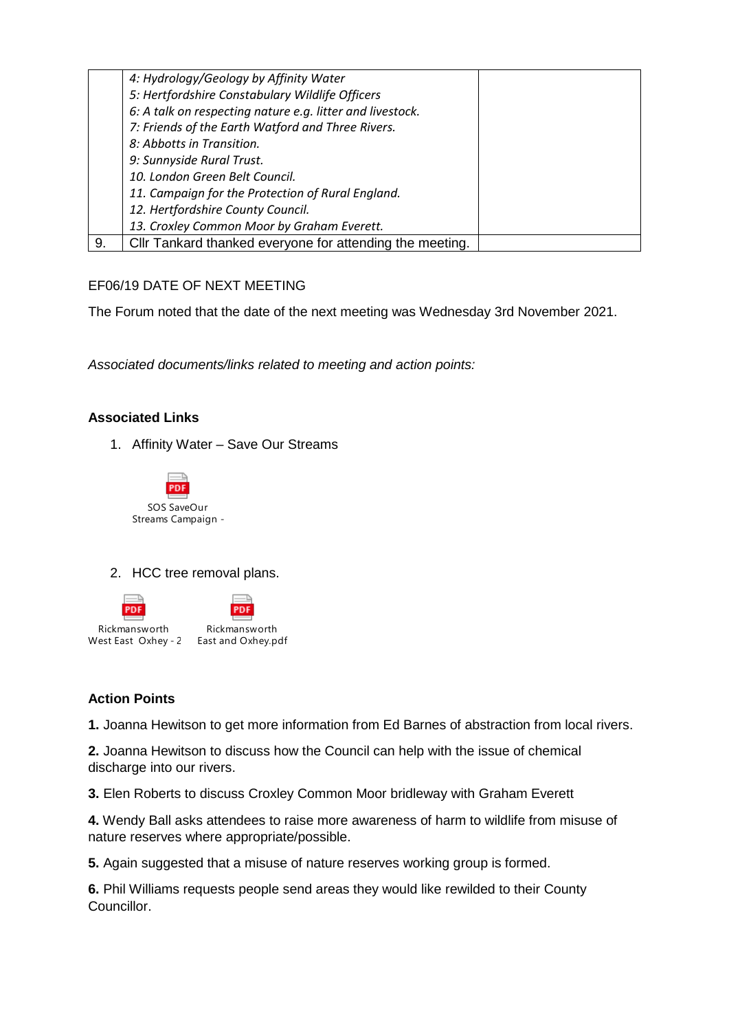|  | *4: Hydrology/Geology by Affinity Water*<br>*5: Hertfordshire Constabulary Wildlife Officers*<br>*6: A talk on respecting nature e.g. litter and livestock.*<br>*7: Friends of the Earth Watford and Three Rivers.*<br>*8: Abbotts in Transition.*<br>*9: Sunnyside Rural Trust.*<br>*10. London Green Belt Council.*<br>*11. Campaign for the Protection of Rural England.*<br>*12. Hertfordshire County Council.*<br>*13. Croxley Common Moor by Graham Everett.* |  |
|---|---|---|
| 9. | Cllr Tankard thanked everyone for attending the meeting. |  |

EF06/19 DATE OF NEXT MEETING

The Forum noted that the date of the next meeting was Wednesday 3rd November 2021.

*Associated documents/links related to meeting and action points:*

**Associated Links**

1. Affinity Water – Save Our Streams

SOS SaveOur Streams Campaign -

2. HCC tree removal plans.

Rickmansworth West East Oxhey - 2

Rickmansworth East and Oxhey.pdf

**Action Points**

**1.** Joanna Hewitson to get more information from Ed Barnes of abstraction from local rivers.

**2.** Joanna Hewitson to discuss how the Council can help with the issue of chemical discharge into our rivers.

**3.** Elen Roberts to discuss Croxley Common Moor bridleway with Graham Everett

**4.** Wendy Ball asks attendees to raise more awareness of harm to wildlife from misuse of nature reserves where appropriate/possible.

**5.** Again suggested that a misuse of nature reserves working group is formed.

**6.** Phil Williams requests people send areas they would like rewilded to their County Councillor.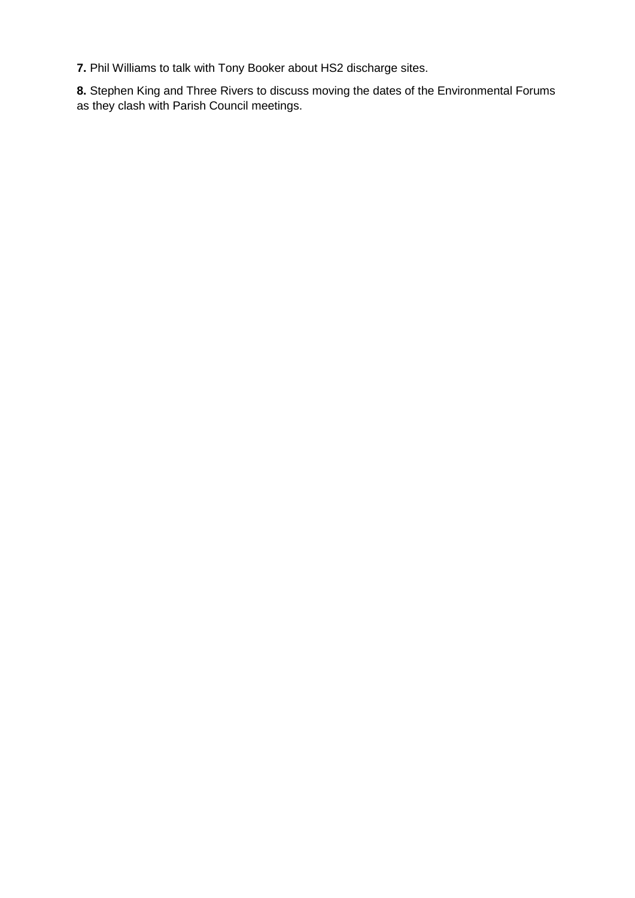**7.** Phil Williams to talk with Tony Booker about HS2 discharge sites.

**8.** Stephen King and Three Rivers to discuss moving the dates of the Environmental Forums as they clash with Parish Council meetings.